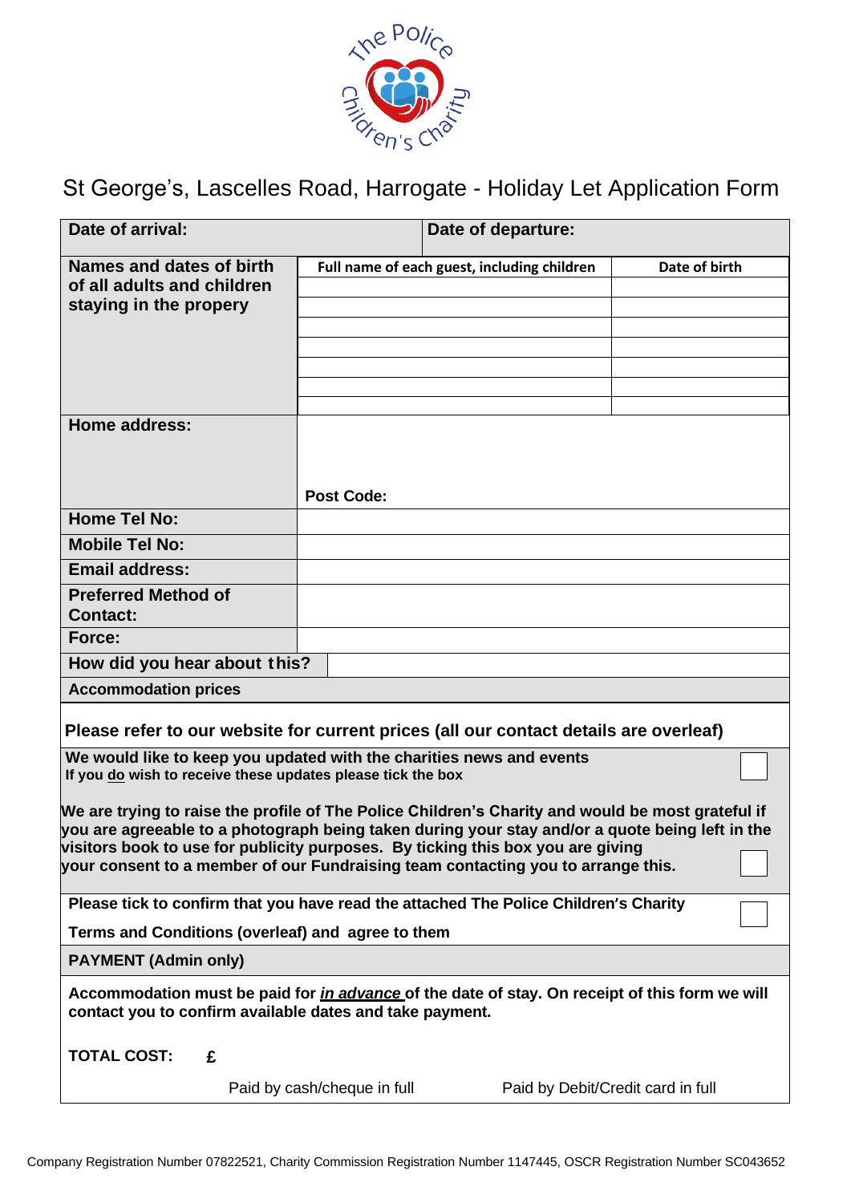The Police Children's Charity

# St George's, Lascelles Road, Harrogate - Holiday Let Application Form

| **Date of arrival:** | **Date of departure:** |
|---|---|

| **Names and dates of birth of all adults and children staying in the propery** | **Full name of each guest, including children** | **Date of birth** |
|---|---|---|
| | | |
| | | |
| | | |
| | | |
| | | |
| | | |
| | | |

| | |
|---|---|
| **Home address:** | **Post Code:** |
| **Home Tel No:** | |
| **Mobile Tel No:** | |
| **Email address:** | |
| **Preferred Method of Contact:** | |
| **Force:** | |
| **How did you hear about this?** | |

**Accommodation prices**

**Please refer to our website for current prices (all our contact details are overleaf)**

**We would like to keep you updated with the charities news and events**
**If you do wish to receive these updates please tick the box** ☐

**We are trying to raise the profile of The Police Children's Charity and would be most grateful if you are agreeable to a photograph being taken during your stay and/or a quote being left in the visitors book to use for publicity purposes. By ticking this box you are giving your consent to a member of our Fundraising team contacting you to arrange this.** ☐

**Please tick to confirm that you have read the attached The Police Children's Charity Terms and Conditions (overleaf) and agree to them** ☐

**PAYMENT (Admin only)**

**Accommodation must be paid for *in advance* of the date of stay. On receipt of this form we will contact you to confirm available dates and take payment.**

**TOTAL COST: £**

Paid by cash/cheque in full Paid by Debit/Credit card in full

Company Registration Number 07822521, Charity Commission Registration Number 1147445, OSCR Registration Number SC043652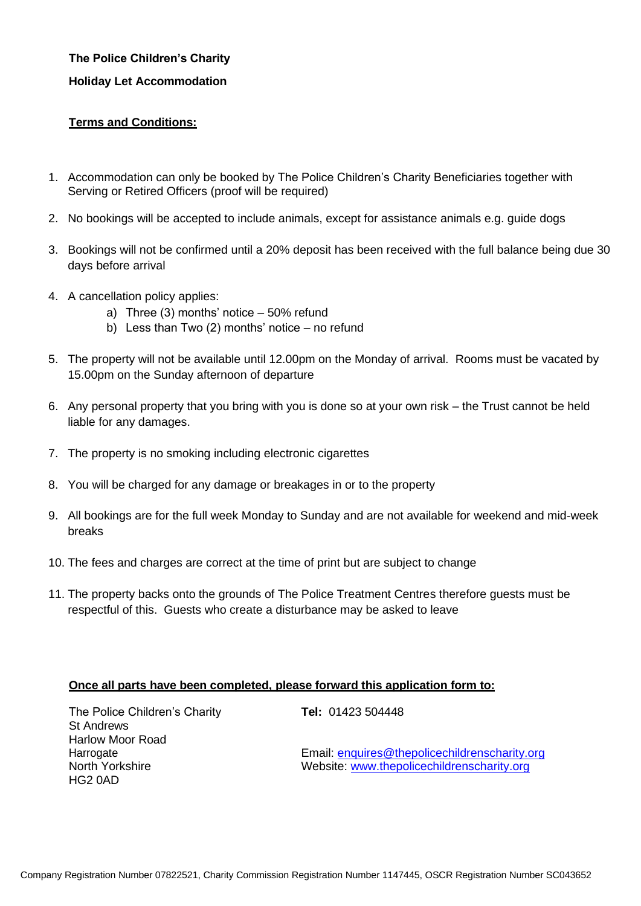**The Police Children's Charity**

**Holiday Let Accommodation**

**Terms and Conditions:**

1. Accommodation can only be booked by The Police Children's Charity Beneficiaries together with Serving or Retired Officers (proof will be required)
2. No bookings will be accepted to include animals, except for assistance animals e.g. guide dogs
3. Bookings will not be confirmed until a 20% deposit has been received with the full balance being due 30 days before arrival
4. A cancellation policy applies:
   a) Three (3) months' notice – 50% refund
   b) Less than Two (2) months' notice – no refund
5. The property will not be available until 12.00pm on the Monday of arrival. Rooms must be vacated by 15.00pm on the Sunday afternoon of departure
6. Any personal property that you bring with you is done so at your own risk – the Trust cannot be held liable for any damages.
7. The property is no smoking including electronic cigarettes
8. You will be charged for any damage or breakages in or to the property
9. All bookings are for the full week Monday to Sunday and are not available for weekend and mid-week breaks
10. The fees and charges are correct at the time of print but are subject to change
11. The property backs onto the grounds of The Police Treatment Centres therefore guests must be respectful of this. Guests who create a disturbance may be asked to leave

**Once all parts have been completed, please forward this application form to:**

The Police Children's Charity
St Andrews
Harlow Moor Road
Harrogate
North Yorkshire
HG2 0AD

**Tel:** 01423 504448

Email: enquires@thepolicechildrenscharity.org
Website: www.thepolicechildrenscharity.org

Company Registration Number 07822521, Charity Commission Registration Number 1147445, OSCR Registration Number SC043652